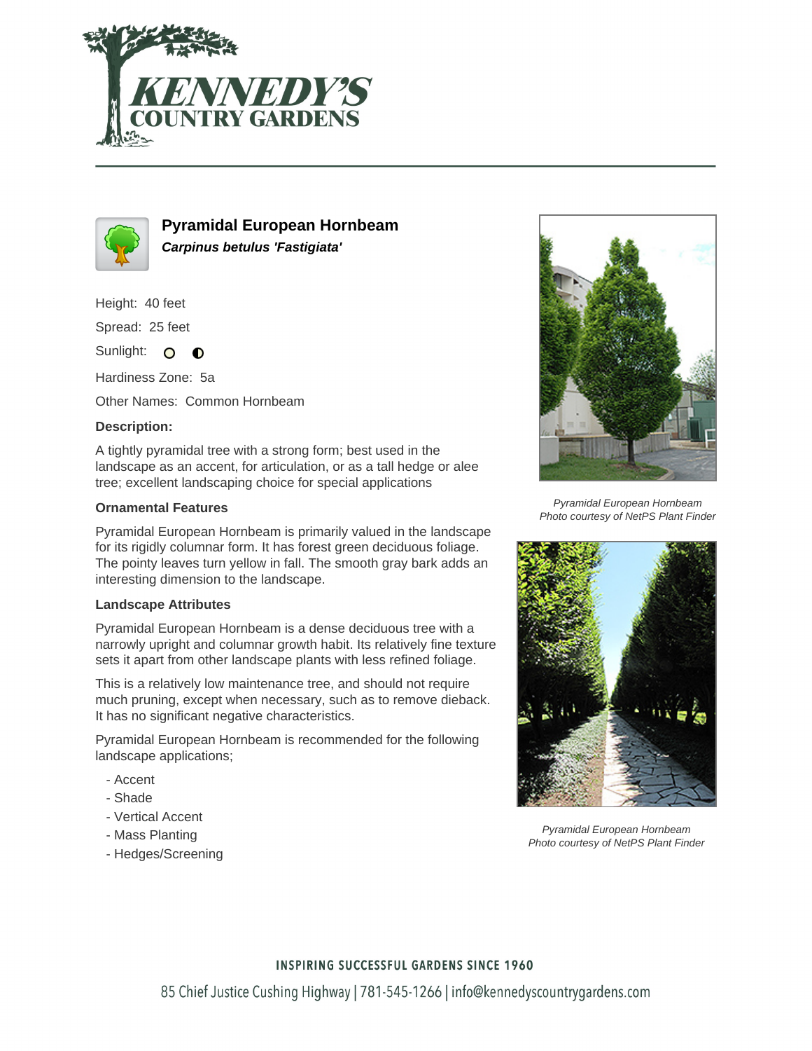# Pyramidal European Hornbeam

***Carpinus betulus 'Fastigiata'***

Height: 40 feet

Spread: 25 feet

Sunlight:

Hardiness Zone: 5a

Other Names: Common Hornbeam

**Description:**

A tightly pyramidal tree with a strong form; best used in the landscape as an accent, for articulation, or as a tall hedge or alee tree; excellent landscaping choice for special applications

### Ornamental Features

Pyramidal European Hornbeam is primarily valued in the landscape for its rigidly columnar form. It has forest green deciduous foliage. The pointy leaves turn yellow in fall. The smooth gray bark adds an interesting dimension to the landscape.

### Landscape Attributes

Pyramidal European Hornbeam is a dense deciduous tree with a narrowly upright and columnar growth habit. Its relatively fine texture sets it apart from other landscape plants with less refined foliage.

This is a relatively low maintenance tree, and should not require much pruning, except when necessary, such as to remove dieback. It has no significant negative characteristics.

Pyramidal European Hornbeam is recommended for the following landscape applications;

- Accent
- Shade
- Vertical Accent
- Mass Planting
- Hedges/Screening

*Pyramidal European Hornbeam*
*Photo courtesy of NetPS Plant Finder*

*Pyramidal European Hornbeam*
*Photo courtesy of NetPS Plant Finder*

INSPIRING SUCCESSFUL GARDENS SINCE 1960

85 Chief Justice Cushing Highway | 781-545-1266 | info@kennedyscountrygardens.com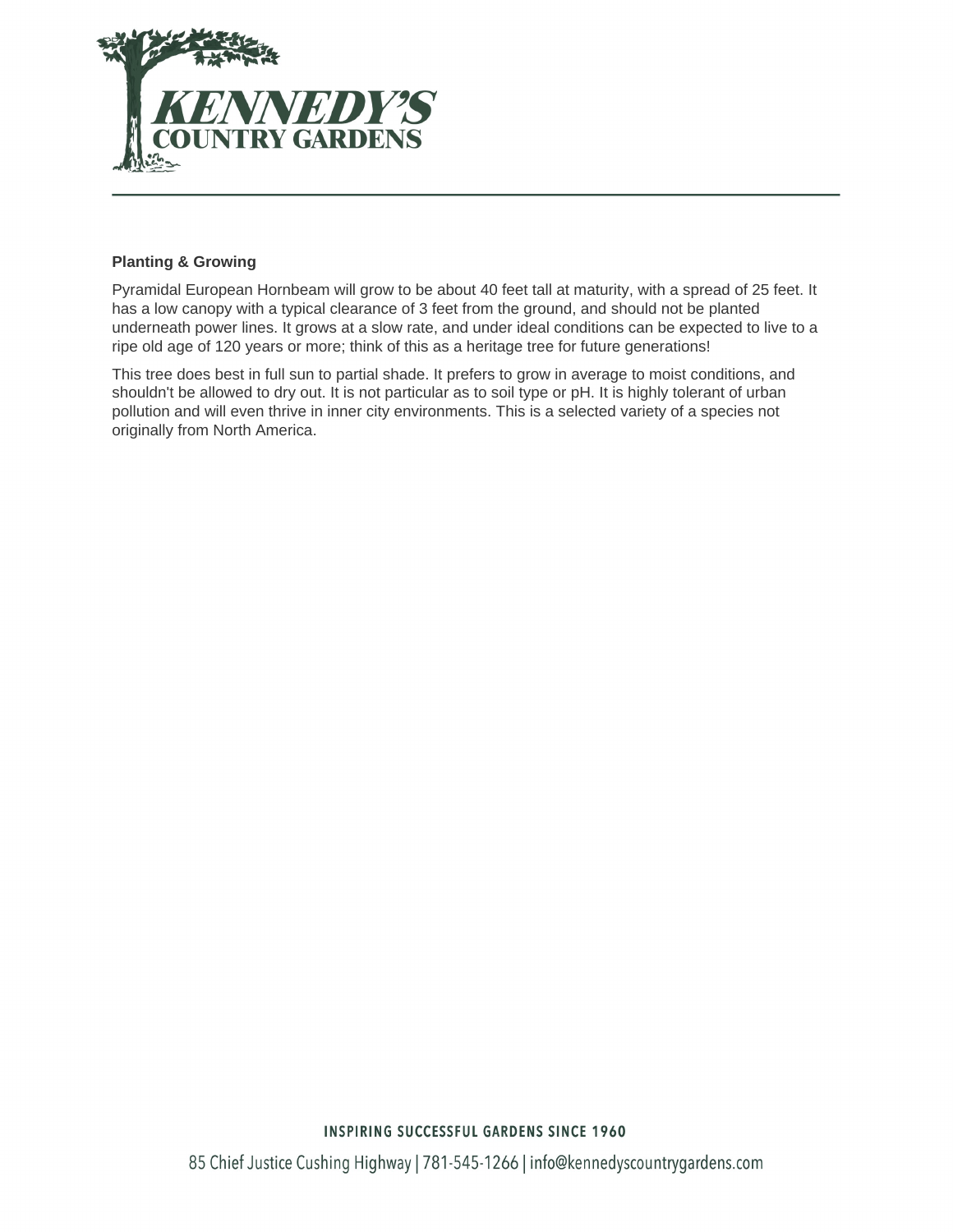**Planting & Growing**

Pyramidal European Hornbeam will grow to be about 40 feet tall at maturity, with a spread of 25 feet. It has a low canopy with a typical clearance of 3 feet from the ground, and should not be planted underneath power lines. It grows at a slow rate, and under ideal conditions can be expected to live to a ripe old age of 120 years or more; think of this as a heritage tree for future generations!

This tree does best in full sun to partial shade. It prefers to grow in average to moist conditions, and shouldn't be allowed to dry out. It is not particular as to soil type or pH. It is highly tolerant of urban pollution and will even thrive in inner city environments. This is a selected variety of a species not originally from North America.